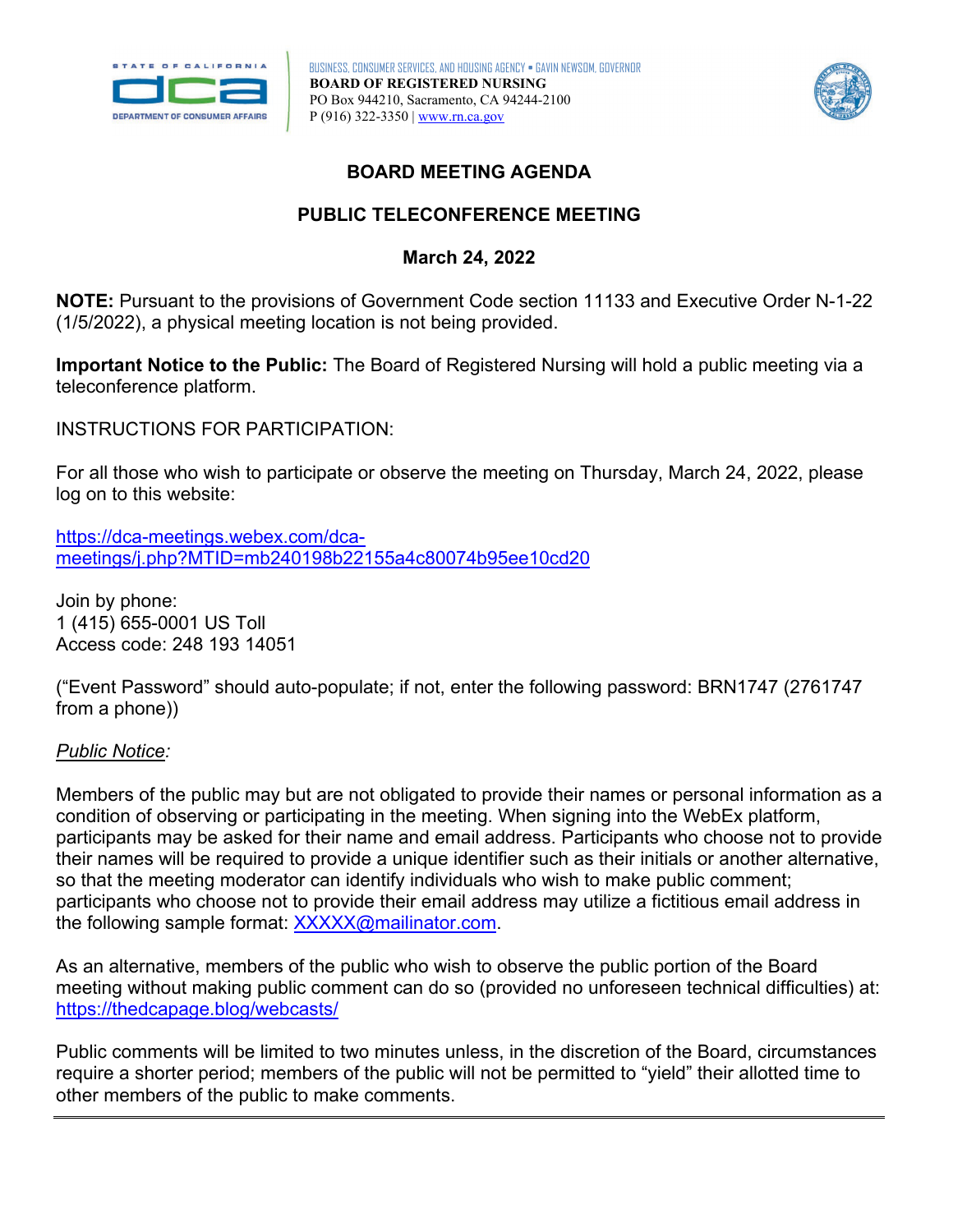BUSINESS, CONSUMER SERVICES, AND HOUSING AGENCY • GAVIN NEWSOM, GOVERNOR
**BOARD OF REGISTERED NURSING**
PO Box 944210, Sacramento, CA 94244-2100
P (916) 322-3350 | www.rn.ca.gov

# BOARD MEETING AGENDA

## PUBLIC TELECONFERENCE MEETING

## March 24, 2022

**NOTE:** Pursuant to the provisions of Government Code section 11133 and Executive Order N-1-22 (1/5/2022), a physical meeting location is not being provided.

**Important Notice to the Public:** The Board of Registered Nursing will hold a public meeting via a teleconference platform.

INSTRUCTIONS FOR PARTICIPATION:

For all those who wish to participate or observe the meeting on Thursday, March 24, 2022, please log on to this website:

https://dca-meetings.webex.com/dca-meetings/j.php?MTID=mb240198b22155a4c80074b95ee10cd20

Join by phone:
1 (415) 655-0001 US Toll
Access code: 248 193 14051

("Event Password" should auto-populate; if not, enter the following password: BRN1747 (2761747 from a phone))

*Public Notice:*

Members of the public may but are not obligated to provide their names or personal information as a condition of observing or participating in the meeting. When signing into the WebEx platform, participants may be asked for their name and email address. Participants who choose not to provide their names will be required to provide a unique identifier such as their initials or another alternative, so that the meeting moderator can identify individuals who wish to make public comment; participants who choose not to provide their email address may utilize a fictitious email address in the following sample format: XXXXX@mailinator.com.

As an alternative, members of the public who wish to observe the public portion of the Board meeting without making public comment can do so (provided no unforeseen technical difficulties) at: https://thedcapage.blog/webcasts/

Public comments will be limited to two minutes unless, in the discretion of the Board, circumstances require a shorter period; members of the public will not be permitted to "yield" their allotted time to other members of the public to make comments.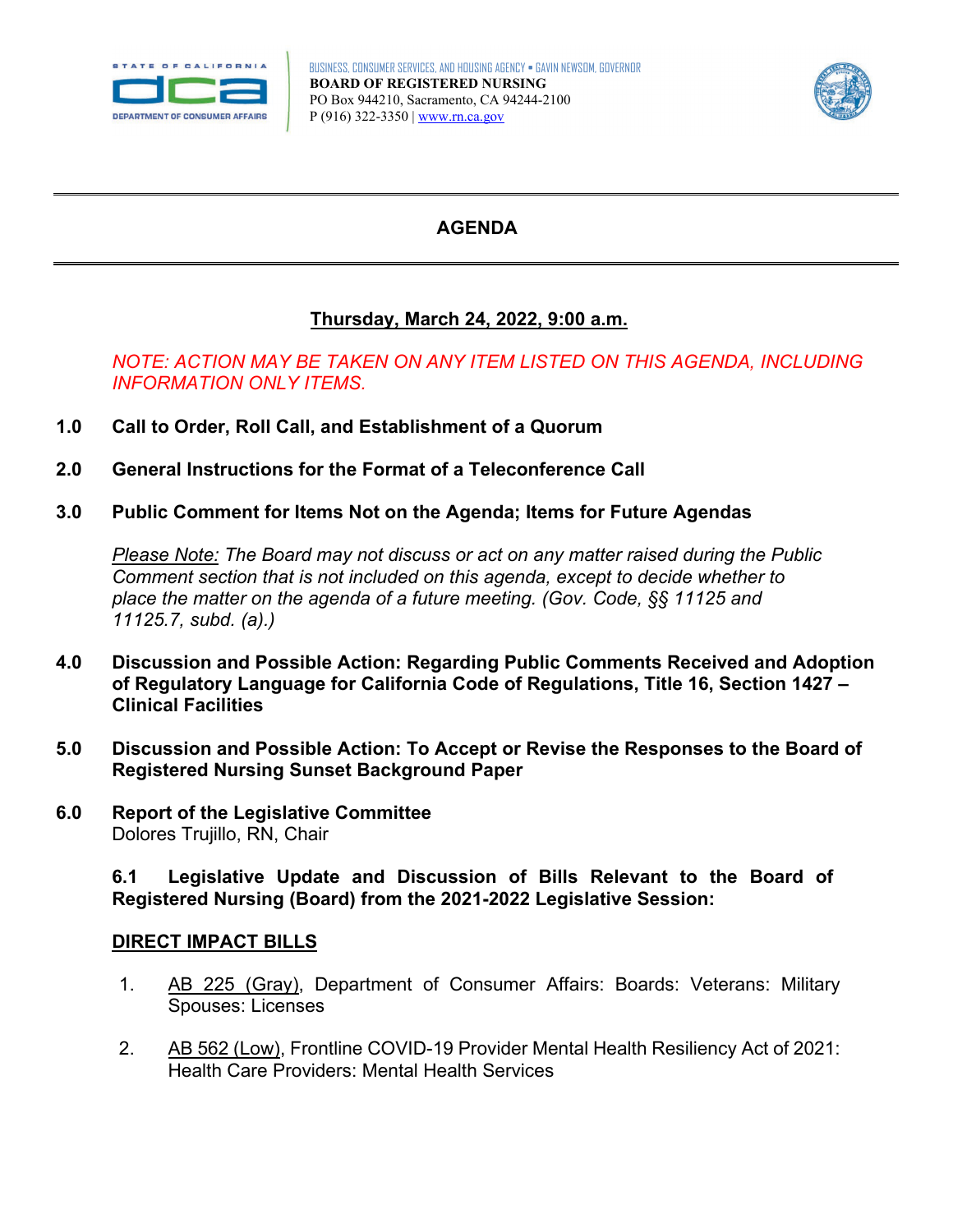BUSINESS, CONSUMER SERVICES, AND HOUSING AGENCY • GAVIN NEWSOM, GOVERNOR
**BOARD OF REGISTERED NURSING**
PO Box 944210, Sacramento, CA 94244-2100
P (916) 322-3350 | www.rn.ca.gov

# AGENDA

## Thursday, March 24, 2022, 9:00 a.m.

*NOTE: ACTION MAY BE TAKEN ON ANY ITEM LISTED ON THIS AGENDA, INCLUDING INFORMATION ONLY ITEMS.*

**1.0 Call to Order, Roll Call, and Establishment of a Quorum**

**2.0 General Instructions for the Format of a Teleconference Call**

**3.0 Public Comment for Items Not on the Agenda; Items for Future Agendas**

*Please Note: The Board may not discuss or act on any matter raised during the Public Comment section that is not included on this agenda, except to decide whether to place the matter on the agenda of a future meeting. (Gov. Code, §§ 11125 and 11125.7, subd. (a).)*

**4.0 Discussion and Possible Action: Regarding Public Comments Received and Adoption of Regulatory Language for California Code of Regulations, Title 16, Section 1427 – Clinical Facilities**

**5.0 Discussion and Possible Action: To Accept or Revise the Responses to the Board of Registered Nursing Sunset Background Paper**

**6.0 Report of the Legislative Committee**
Dolores Trujillo, RN, Chair

**6.1 Legislative Update and Discussion of Bills Relevant to the Board of Registered Nursing (Board) from the 2021-2022 Legislative Session:**

**DIRECT IMPACT BILLS**

1. AB 225 (Gray), Department of Consumer Affairs: Boards: Veterans: Military Spouses: Licenses
2. AB 562 (Low), Frontline COVID-19 Provider Mental Health Resiliency Act of 2021: Health Care Providers: Mental Health Services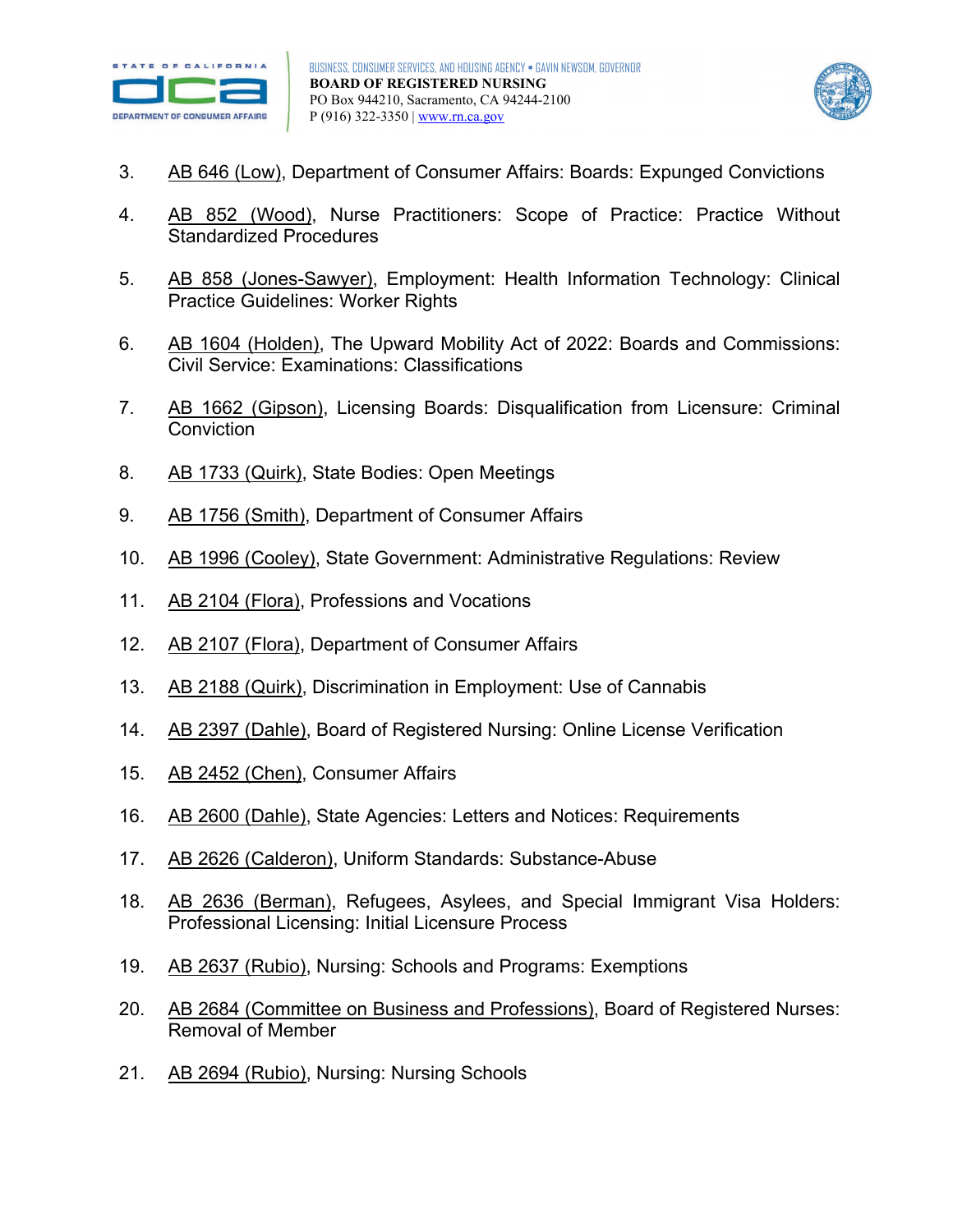3. AB 646 (Low), Department of Consumer Affairs: Boards: Expunged Convictions

4. AB 852 (Wood), Nurse Practitioners: Scope of Practice: Practice Without Standardized Procedures

5. AB 858 (Jones-Sawyer), Employment: Health Information Technology: Clinical Practice Guidelines: Worker Rights

6. AB 1604 (Holden), The Upward Mobility Act of 2022: Boards and Commissions: Civil Service: Examinations: Classifications

7. AB 1662 (Gipson), Licensing Boards: Disqualification from Licensure: Criminal Conviction

8. AB 1733 (Quirk), State Bodies: Open Meetings

9. AB 1756 (Smith), Department of Consumer Affairs

10. AB 1996 (Cooley), State Government: Administrative Regulations: Review

11. AB 2104 (Flora), Professions and Vocations

12. AB 2107 (Flora), Department of Consumer Affairs

13. AB 2188 (Quirk), Discrimination in Employment: Use of Cannabis

14. AB 2397 (Dahle), Board of Registered Nursing: Online License Verification

15. AB 2452 (Chen), Consumer Affairs

16. AB 2600 (Dahle), State Agencies: Letters and Notices: Requirements

17. AB 2626 (Calderon), Uniform Standards: Substance-Abuse

18. AB 2636 (Berman), Refugees, Asylees, and Special Immigrant Visa Holders: Professional Licensing: Initial Licensure Process

19. AB 2637 (Rubio), Nursing: Schools and Programs: Exemptions

20. AB 2684 (Committee on Business and Professions), Board of Registered Nurses: Removal of Member

21. AB 2694 (Rubio), Nursing: Nursing Schools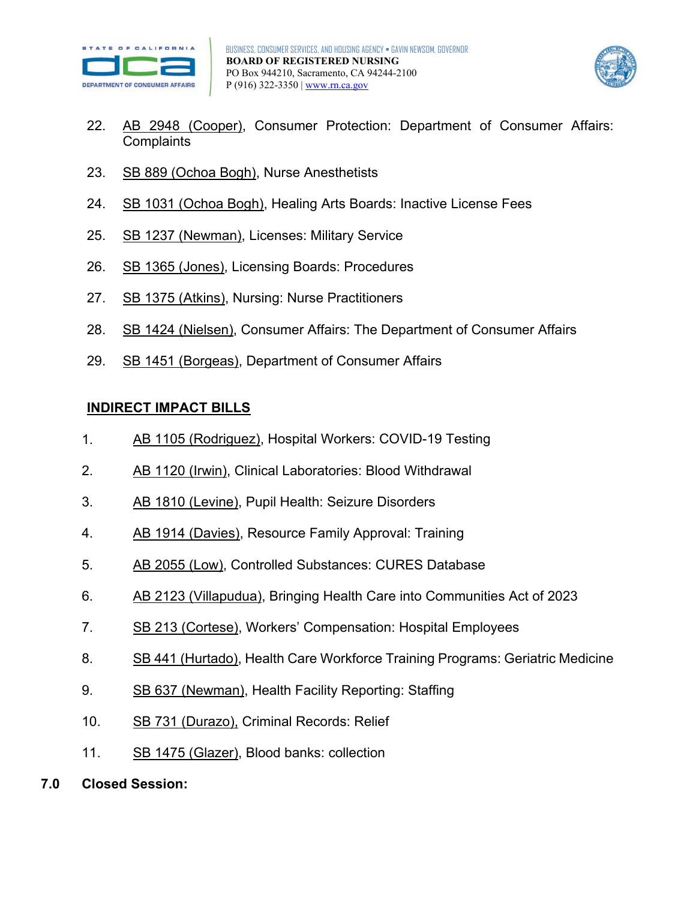22. AB 2948 (Cooper), Consumer Protection: Department of Consumer Affairs: Complaints

23. SB 889 (Ochoa Bogh), Nurse Anesthetists

24. SB 1031 (Ochoa Bogh), Healing Arts Boards: Inactive License Fees

25. SB 1237 (Newman), Licenses: Military Service

26. SB 1365 (Jones), Licensing Boards: Procedures

27. SB 1375 (Atkins), Nursing: Nurse Practitioners

28. SB 1424 (Nielsen), Consumer Affairs: The Department of Consumer Affairs

29. SB 1451 (Borgeas), Department of Consumer Affairs

**INDIRECT IMPACT BILLS**

1. AB 1105 (Rodriguez), Hospital Workers: COVID-19 Testing

2. AB 1120 (Irwin), Clinical Laboratories: Blood Withdrawal

3. AB 1810 (Levine), Pupil Health: Seizure Disorders

4. AB 1914 (Davies), Resource Family Approval: Training

5. AB 2055 (Low), Controlled Substances: CURES Database

6. AB 2123 (Villapudua), Bringing Health Care into Communities Act of 2023

7. SB 213 (Cortese), Workers' Compensation: Hospital Employees

8. SB 441 (Hurtado), Health Care Workforce Training Programs: Geriatric Medicine

9. SB 637 (Newman), Health Facility Reporting: Staffing

10. SB 731 (Durazo), Criminal Records: Relief

11. SB 1475 (Glazer), Blood banks: collection

**7.0 Closed Session:**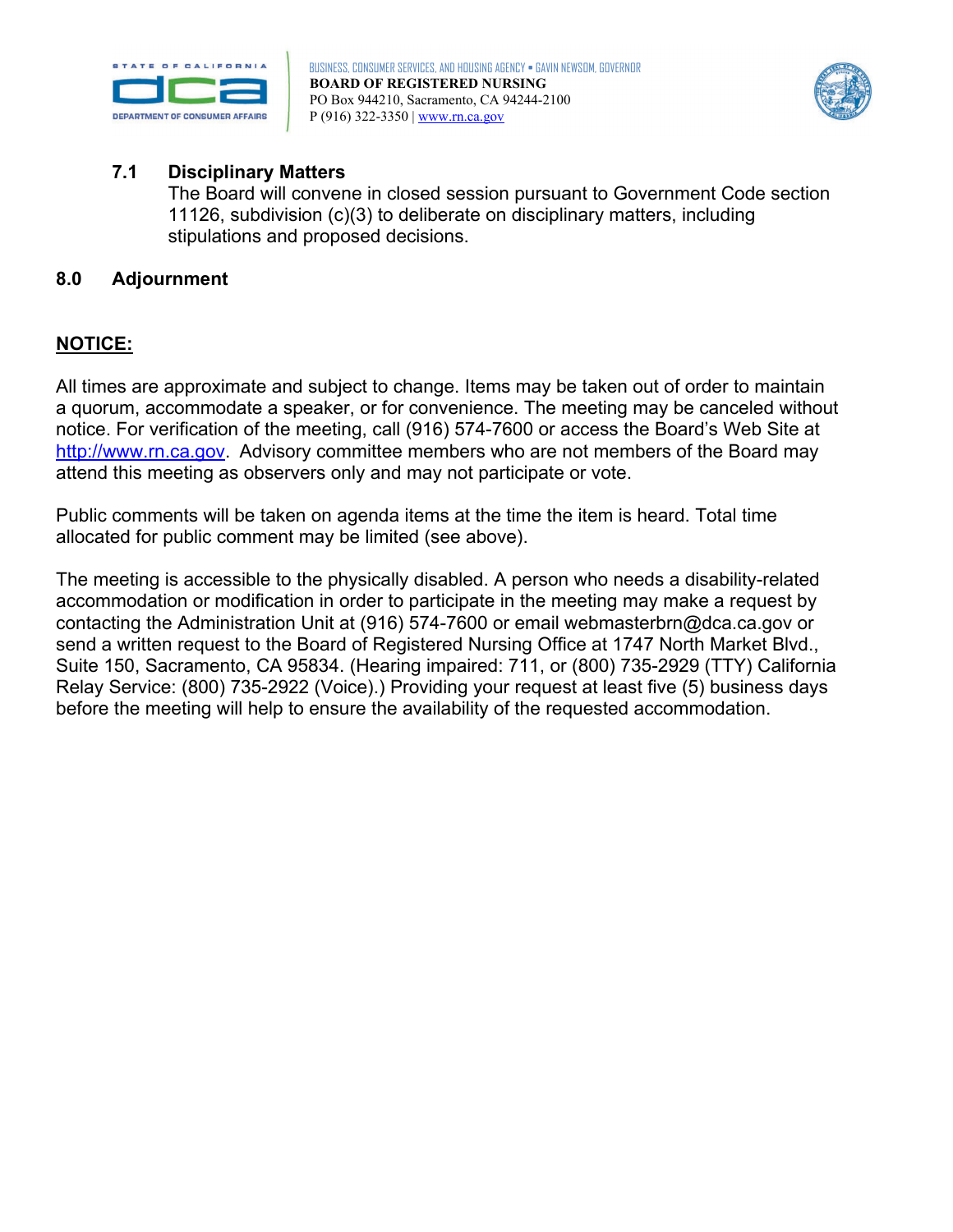### 7.1 Disciplinary Matters

The Board will convene in closed session pursuant to Government Code section 11126, subdivision (c)(3) to deliberate on disciplinary matters, including stipulations and proposed decisions.

## 8.0 Adjournment

**NOTICE:**

All times are approximate and subject to change. Items may be taken out of order to maintain a quorum, accommodate a speaker, or for convenience. The meeting may be canceled without notice. For verification of the meeting, call (916) 574-7600 or access the Board's Web Site at http://www.rn.ca.gov. Advisory committee members who are not members of the Board may attend this meeting as observers only and may not participate or vote.

Public comments will be taken on agenda items at the time the item is heard. Total time allocated for public comment may be limited (see above).

The meeting is accessible to the physically disabled. A person who needs a disability-related accommodation or modification in order to participate in the meeting may make a request by contacting the Administration Unit at (916) 574-7600 or email webmasterbrn@dca.ca.gov or send a written request to the Board of Registered Nursing Office at 1747 North Market Blvd., Suite 150, Sacramento, CA 95834. (Hearing impaired: 711, or (800) 735-2929 (TTY) California Relay Service: (800) 735-2922 (Voice).) Providing your request at least five (5) business days before the meeting will help to ensure the availability of the requested accommodation.